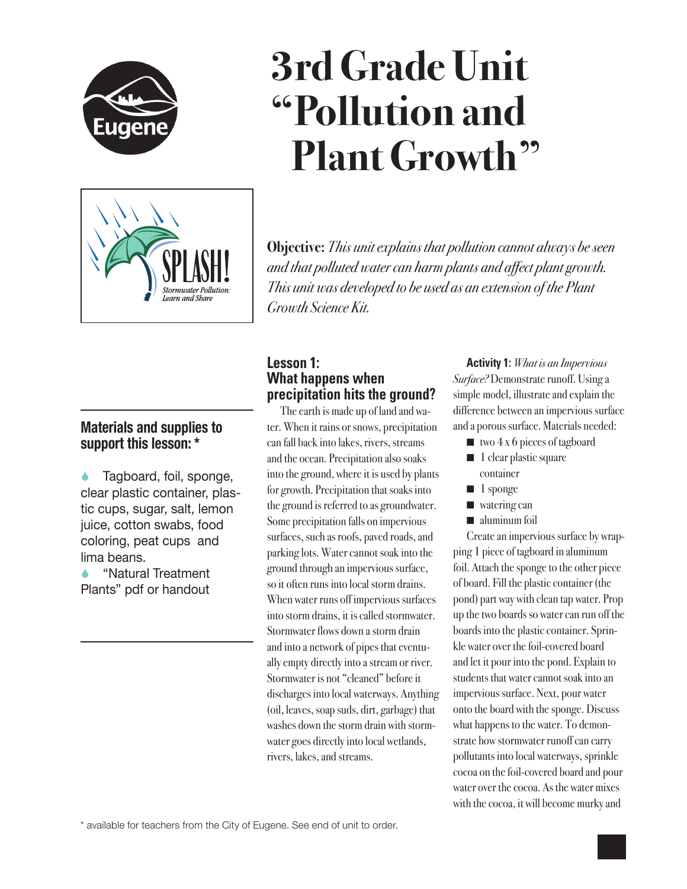# 3rd Grade Unit "Pollution and Plant Growth"

SPLASH! Stormwater Pollution: Learn and Share

**Objective:** *This unit explains that pollution cannot always be seen and that polluted water can harm plants and affect plant growth. This unit was developed to be used as an extension of the Plant Growth Science Kit.*

### Materials and supplies to support this lesson: *

- Tagboard, foil, sponge, clear plastic container, plastic cups, sugar, salt, lemon juice, cotton swabs, food coloring, peat cups and lima beans.
- "Natural Treatment Plants" pdf or handout

## Lesson 1: What happens when precipitation hits the ground?

The earth is made up of land and water. When it rains or snows, precipitation can fall back into lakes, rivers, streams and the ocean. Precipitation also soaks into the ground, where it is used by plants for growth. Precipitation that soaks into the ground is referred to as groundwater. Some precipitation falls on impervious surfaces, such as roofs, paved roads, and parking lots. Water cannot soak into the ground through an impervious surface, so it often runs into local storm drains. When water runs off impervious surfaces into storm drains, it is called stormwater. Stormwater flows down a storm drain and into a network of pipes that eventually empty directly into a stream or river. Stormwater is not "cleaned" before it discharges into local waterways. Anything (oil, leaves, soap suds, dirt, garbage) that washes down the storm drain with stormwater goes directly into local wetlands, rivers, lakes, and streams.

**Activity 1:** *What is an Impervious Surface?* Demonstrate runoff. Using a simple model, illustrate and explain the difference between an impervious surface and a porous surface. Materials needed:

- two 4 x 6 pieces of tagboard
- 1 clear plastic square container
- 1 sponge
- watering can
- aluminum foil

Create an impervious surface by wrapping 1 piece of tagboard in aluminum foil. Attach the sponge to the other piece of board. Fill the plastic container (the pond) part way with clean tap water. Prop up the two boards so water can run off the boards into the plastic container. Sprinkle water over the foil-covered board and let it pour into the pond. Explain to students that water cannot soak into an impervious surface. Next, pour water onto the board with the sponge. Discuss what happens to the water. To demonstrate how stormwater runoff can carry pollutants into local waterways, sprinkle cocoa on the foil-covered board and pour water over the cocoa. As the water mixes with the cocoa, it will become murky and

* available for teachers from the City of Eugene. See end of unit to order.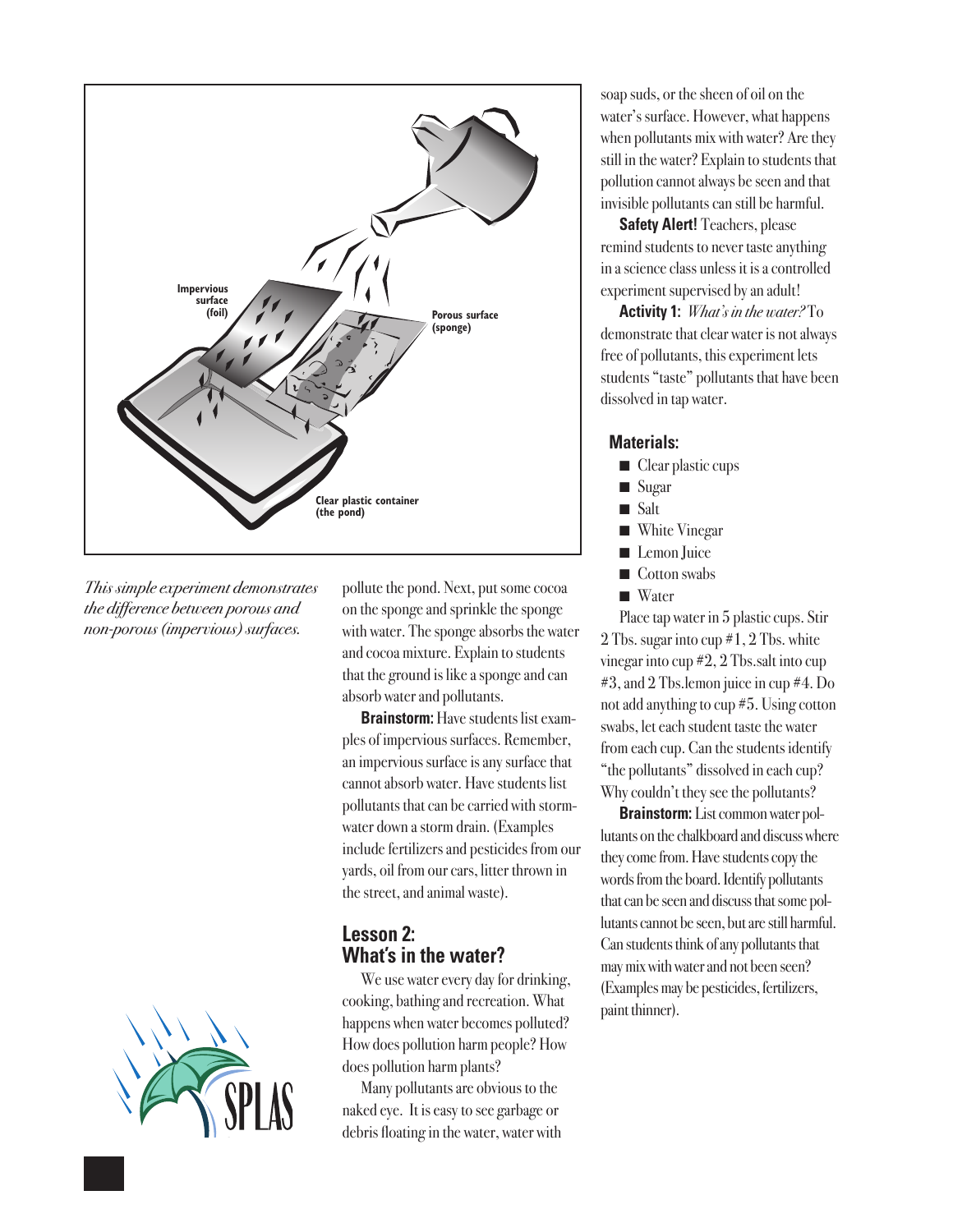*This simple experiment demonstrates the difference between porous and non-porous (impervious) surfaces.*

pollute the pond. Next, put some cocoa on the sponge and sprinkle the sponge with water. The sponge absorbs the water and cocoa mixture. Explain to students that the ground is like a sponge and can absorb water and pollutants.

**Brainstorm:** Have students list examples of impervious surfaces. Remember, an impervious surface is any surface that cannot absorb water. Have students list pollutants that can be carried with stormwater down a storm drain. (Examples include fertilizers and pesticides from our yards, oil from our cars, litter thrown in the street, and animal waste).

## Lesson 2: What's in the water?

We use water every day for drinking, cooking, bathing and recreation. What happens when water becomes polluted? How does pollution harm people? How does pollution harm plants?

Many pollutants are obvious to the naked eye. It is easy to see garbage or debris floating in the water, water with soap suds, or the sheen of oil on the water's surface. However, what happens when pollutants mix with water? Are they still in the water? Explain to students that pollution cannot always be seen and that invisible pollutants can still be harmful.

**Safety Alert!** Teachers, please remind students to never taste anything in a science class unless it is a controlled experiment supervised by an adult!

**Activity 1:** *What's in the water?* To demonstrate that clear water is not always free of pollutants, this experiment lets students "taste" pollutants that have been dissolved in tap water.

### Materials:

- Clear plastic cups
- Sugar
- Salt
- White Vinegar
- Lemon Juice
- Cotton swabs
- Water

Place tap water in 5 plastic cups. Stir 2 Tbs. sugar into cup #1, 2 Tbs. white vinegar into cup #2, 2 Tbs.salt into cup #3, and 2 Tbs.lemon juice in cup #4. Do not add anything to cup #5. Using cotton swabs, let each student taste the water from each cup. Can the students identify "the pollutants" dissolved in each cup? Why couldn't they see the pollutants?

**Brainstorm:** List common water pollutants on the chalkboard and discuss where they come from. Have students copy the words from the board. Identify pollutants that can be seen and discuss that some pollutants cannot be seen, but are still harmful. Can students think of any pollutants that may mix with water and not been seen? (Examples may be pesticides, fertilizers, paint thinner).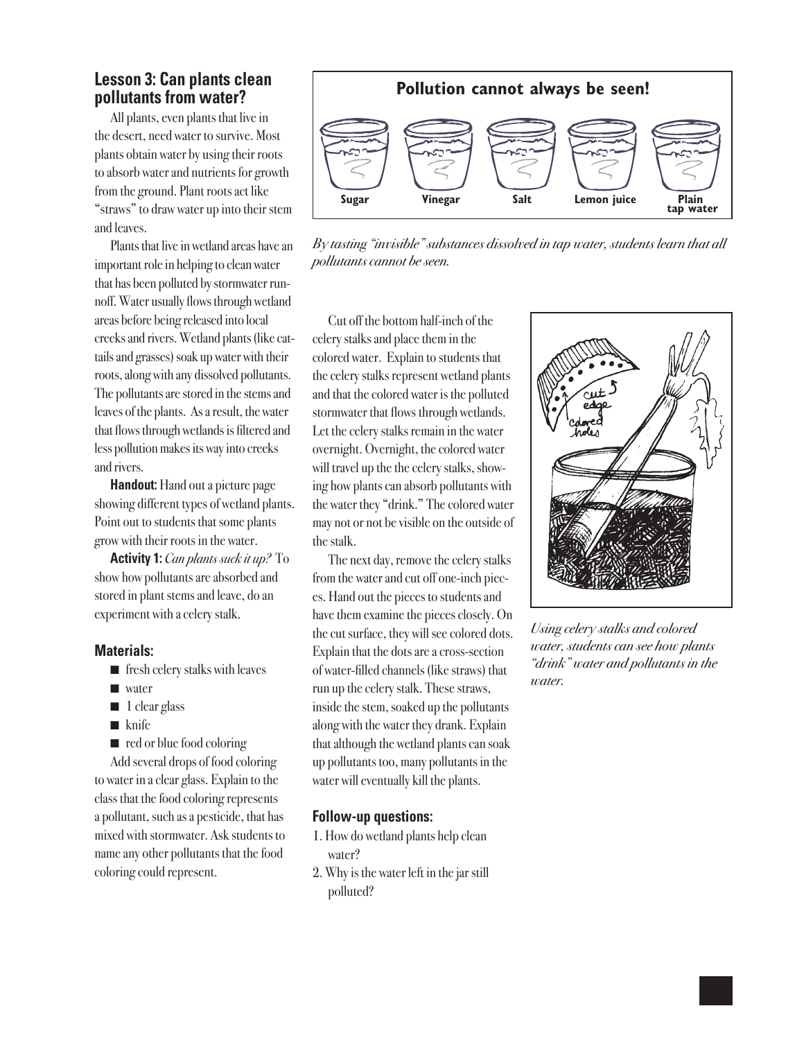## Lesson 3: Can plants clean pollutants from water?

All plants, even plants that live in the desert, need water to survive. Most plants obtain water by using their roots to absorb water and nutrients for growth from the ground. Plant roots act like "straws" to draw water up into their stem and leaves.

Plants that live in wetland areas have an important role in helping to clean water that has been polluted by stormwater runnoff. Water usually flows through wetland areas before being released into local creeks and rivers. Wetland plants (like cattails and grasses) soak up water with their roots, along with any dissolved pollutants. The pollutants are stored in the stems and leaves of the plants. As a result, the water that flows through wetlands is filtered and less pollution makes its way into creeks and rivers.

**Handout:** Hand out a picture page showing different types of wetland plants. Point out to students that some plants grow with their roots in the water.

**Activity 1:** *Can plants suck it up?* To show how pollutants are absorbed and stored in plant stems and leave, do an experiment with a celery stalk.

### Materials:

- fresh celery stalks with leaves
- water
- 1 clear glass
- knife
- red or blue food coloring

Add several drops of food coloring to water in a clear glass. Explain to the class that the food coloring represents a pollutant, such as a pesticide, that has mixed with stormwater. Ask students to name any other pollutants that the food coloring could represent.

**Pollution cannot always be seen!**

Sugar | Vinegar | Salt | Lemon juice | Plain tap water

*By tasting "invisible" substances dissolved in tap water, students learn that all pollutants cannot be seen.*

Cut off the bottom half-inch of the celery stalks and place them in the colored water. Explain to students that the celery stalks represent wetland plants and that the colored water is the polluted stormwater that flows through wetlands. Let the celery stalks remain in the water overnight. Overnight, the colored water will travel up the the celery stalks, showing how plants can absorb pollutants with the water they "drink." The colored water may not or not be visible on the outside of the stalk.

The next day, remove the celery stalks from the water and cut off one-inch pieces. Hand out the pieces to students and have them examine the pieces closely. On the cut surface, they will see colored dots. Explain that the dots are a cross-section of water-filled channels (like straws) that run up the celery stalk. These straws, inside the stem, soaked up the pollutants along with the water they drank. Explain that although the wetland plants can soak up pollutants too, many pollutants in the water will eventually kill the plants.

cut edge

colored holes

*Using celery stalks and colored water, students can see how plants "drink" water and pollutants in the water.*

### Follow-up questions:

1. How do wetland plants help clean water?
2. Why is the water left in the jar still polluted?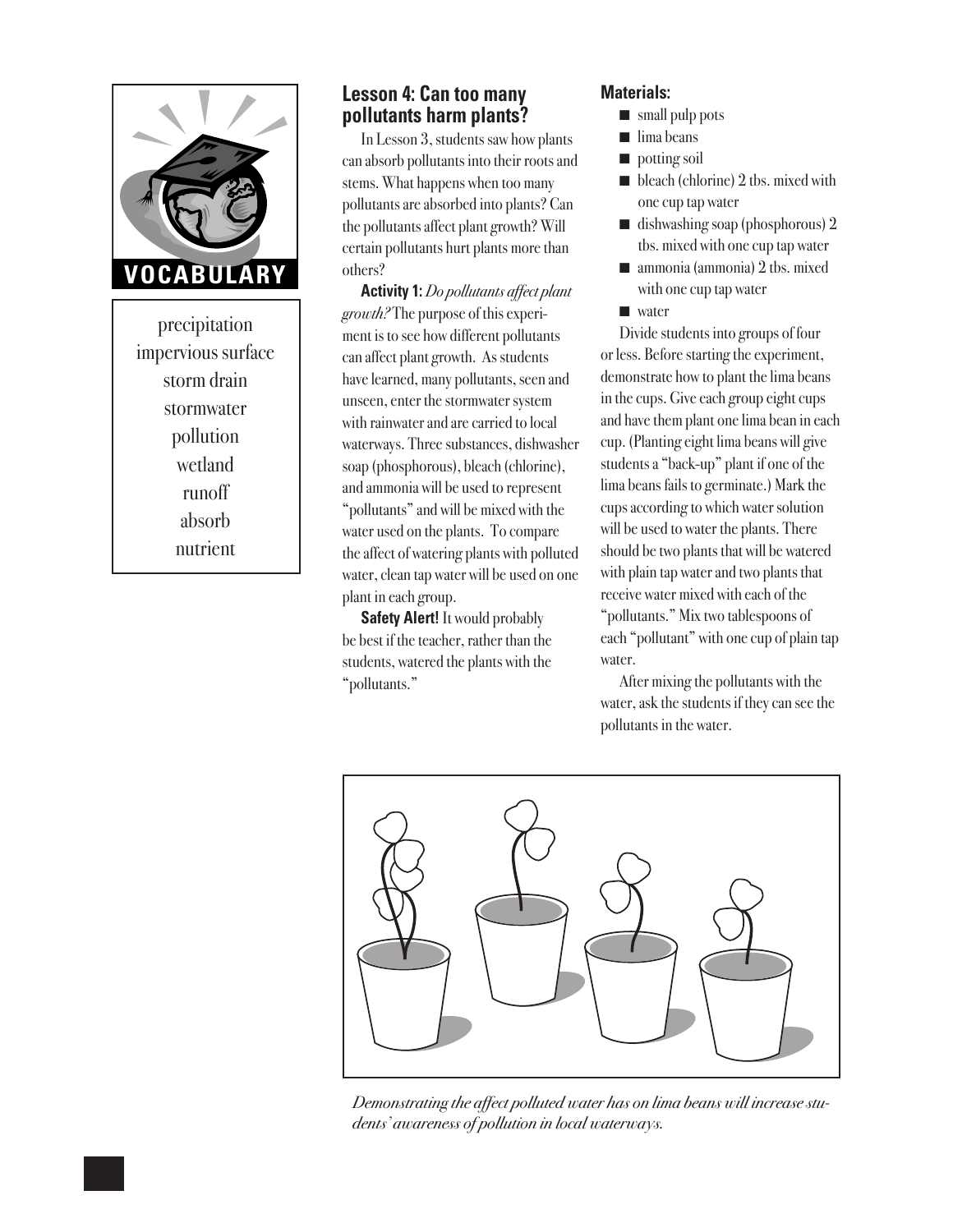**VOCABULARY**

precipitation
impervious surface
storm drain
stormwater
pollution
wetland
runoff
absorb
nutrient

## Lesson 4: Can too many pollutants harm plants?

In Lesson 3, students saw how plants can absorb pollutants into their roots and stems. What happens when too many pollutants are absorbed into plants? Can the pollutants affect plant growth? Will certain pollutants hurt plants more than others?

**Activity 1:** *Do pollutants affect plant growth?* The purpose of this experiment is to see how different pollutants can affect plant growth. As students have learned, many pollutants, seen and unseen, enter the stormwater system with rainwater and are carried to local waterways. Three substances, dishwasher soap (phosphorous), bleach (chlorine), and ammonia will be used to represent "pollutants" and will be mixed with the water used on the plants. To compare the affect of watering plants with polluted water, clean tap water will be used on one plant in each group.

**Safety Alert!** It would probably be best if the teacher, rather than the students, watered the plants with the "pollutants."

**Materials:**

- small pulp pots
- lima beans
- potting soil
- bleach (chlorine) 2 tbs. mixed with one cup tap water
- dishwashing soap (phosphorous) 2 tbs. mixed with one cup tap water
- ammonia (ammonia) 2 tbs. mixed with one cup tap water
- water

Divide students into groups of four or less. Before starting the experiment, demonstrate how to plant the lima beans in the cups. Give each group eight cups and have them plant one lima bean in each cup. (Planting eight lima beans will give students a "back-up" plant if one of the lima beans fails to germinate.) Mark the cups according to which water solution will be used to water the plants. There should be two plants that will be watered with plain tap water and two plants that receive water mixed with each of the "pollutants." Mix two tablespoons of each "pollutant" with one cup of plain tap water.

After mixing the pollutants with the water, ask the students if they can see the pollutants in the water.

*Demonstrating the affect polluted water has on lima beans will increase students' awareness of pollution in local waterways.*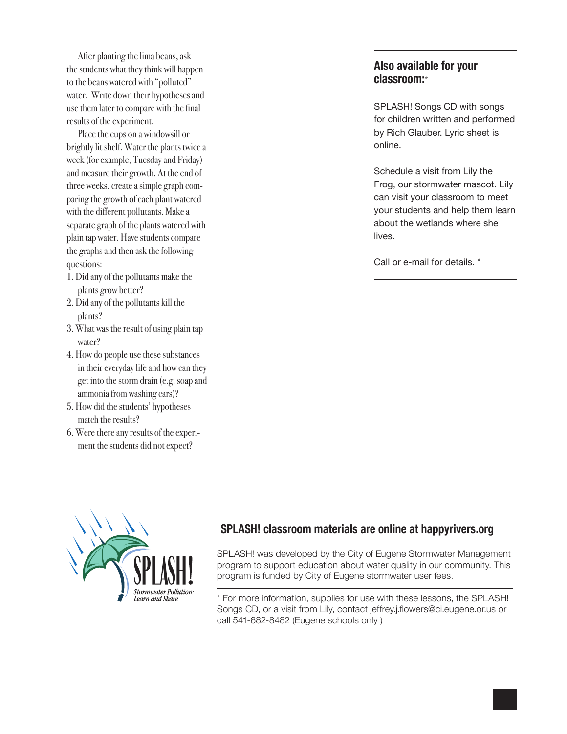After planting the lima beans, ask the students what they think will happen to the beans watered with "polluted" water. Write down their hypotheses and use them later to compare with the final results of the experiment.

Place the cups on a windowsill or brightly lit shelf. Water the plants twice a week (for example, Tuesday and Friday) and measure their growth. At the end of three weeks, create a simple graph comparing the growth of each plant watered with the different pollutants. Make a separate graph of the plants watered with plain tap water. Have students compare the graphs and then ask the following questions:

1. Did any of the pollutants make the plants grow better?
2. Did any of the pollutants kill the plants?
3. What was the result of using plain tap water?
4. How do people use these substances in their everyday life and how can they get into the storm drain (e.g. soap and ammonia from washing cars)?
5. How did the students' hypotheses match the results?
6. Were there any results of the experiment the students did not expect?

## Also available for your classroom:*

SPLASH! Songs CD with songs for children written and performed by Rich Glauber. Lyric sheet is online.

Schedule a visit from Lily the Frog, our stormwater mascot. Lily can visit your classroom to meet your students and help them learn about the wetlands where she lives.

Call or e-mail for details. *

SPLASH! *Stormwater Pollution: Learn and Share*

## SPLASH! classroom materials are online at happyrivers.org

SPLASH! was developed by the City of Eugene Stormwater Management program to support education about water quality in our community. This program is funded by City of Eugene stormwater user fees.

* For more information, supplies for use with these lessons, the SPLASH! Songs CD, or a visit from Lily, contact jeffrey.j.flowers@ci.eugene.or.us or call 541-682-8482 (Eugene schools only )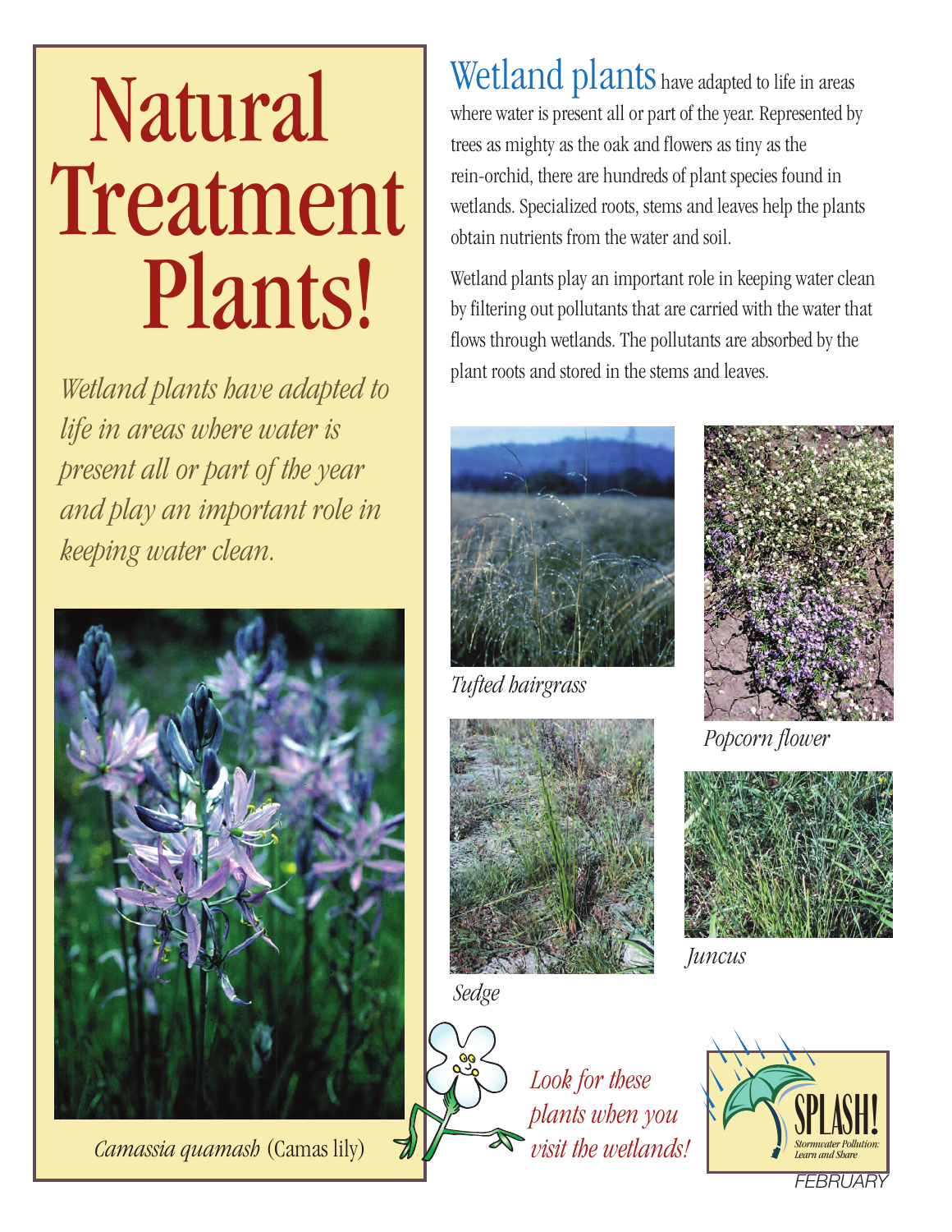# Natural Treatment Plants!

*Wetland plants have adapted to life in areas where water is present all or part of the year and play an important role in keeping water clean.*

*Camassia quamash* (Camas lily)

Wetland plants have adapted to life in areas where water is present all or part of the year. Represented by trees as mighty as the oak and flowers as tiny as the rein-orchid, there are hundreds of plant species found in wetlands. Specialized roots, stems and leaves help the plants obtain nutrients from the water and soil.

Wetland plants play an important role in keeping water clean by filtering out pollutants that are carried with the water that flows through wetlands. The pollutants are absorbed by the plant roots and stored in the stems and leaves.

*Tufted hairgrass*

*Popcorn flower*

*Sedge*

*Juncus*

*Look for these plants when you visit the wetlands!*

SPLASH! Stormwater Pollution: Learn and Share

FEBRUARY